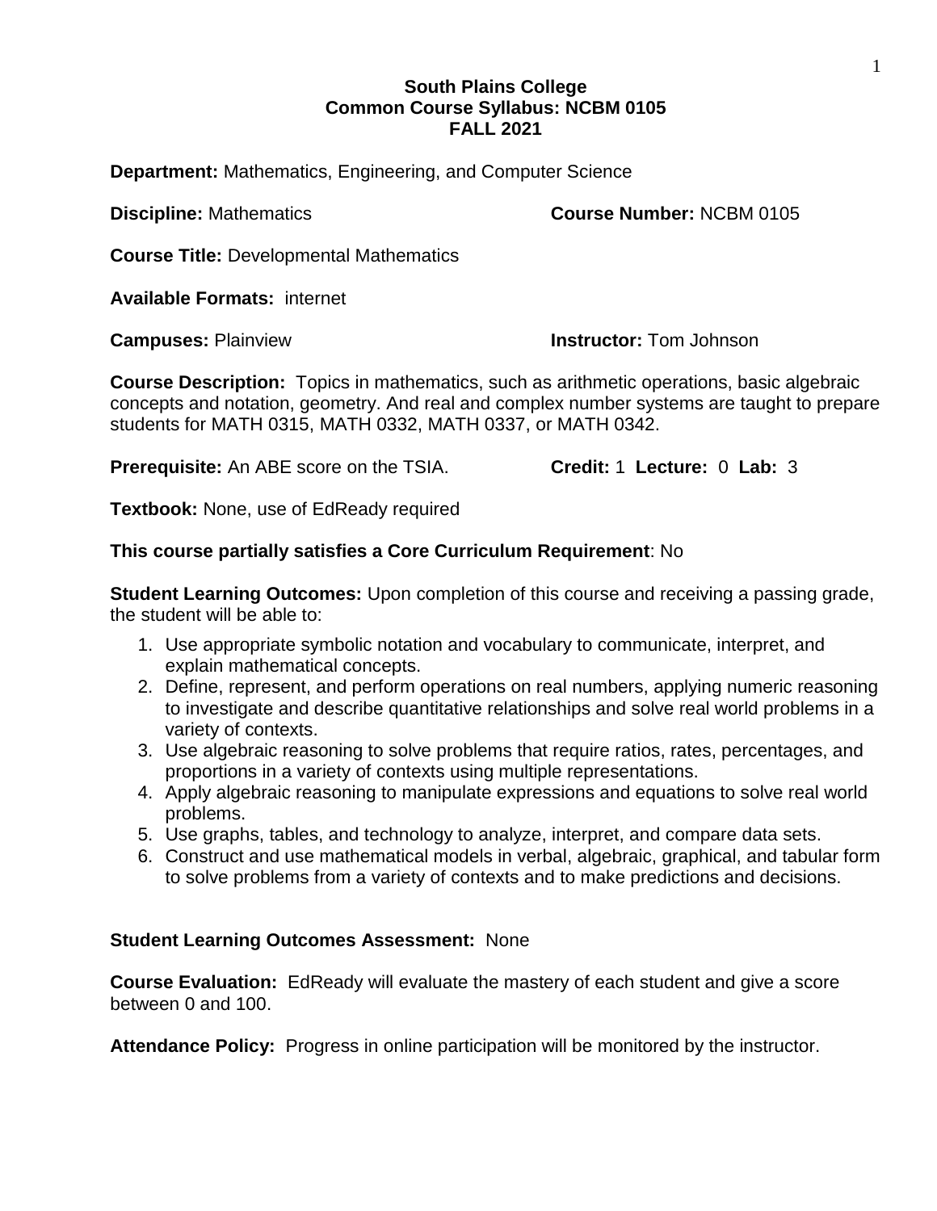**South Plains College**
**Common Course Syllabus: NCBM 0105**
**FALL 2021**

**Department:** Mathematics, Engineering, and Computer Science

**Discipline:** Mathematics **Course Number:** NCBM 0105

**Course Title:** Developmental Mathematics

**Available Formats:** internet

**Campuses:** Plainview **Instructor:** Tom Johnson

**Course Description:** Topics in mathematics, such as arithmetic operations, basic algebraic concepts and notation, geometry. And real and complex number systems are taught to prepare students for MATH 0315, MATH 0332, MATH 0337, or MATH 0342.

**Prerequisite:** An ABE score on the TSIA. **Credit:** 1 **Lecture:** 0 **Lab:** 3

**Textbook:** None, use of EdReady required

**This course partially satisfies a Core Curriculum Requirement**: No

**Student Learning Outcomes:** Upon completion of this course and receiving a passing grade, the student will be able to:

1. Use appropriate symbolic notation and vocabulary to communicate, interpret, and explain mathematical concepts.
2. Define, represent, and perform operations on real numbers, applying numeric reasoning to investigate and describe quantitative relationships and solve real world problems in a variety of contexts.
3. Use algebraic reasoning to solve problems that require ratios, rates, percentages, and proportions in a variety of contexts using multiple representations.
4. Apply algebraic reasoning to manipulate expressions and equations to solve real world problems.
5. Use graphs, tables, and technology to analyze, interpret, and compare data sets.
6. Construct and use mathematical models in verbal, algebraic, graphical, and tabular form to solve problems from a variety of contexts and to make predictions and decisions.

**Student Learning Outcomes Assessment:** None

**Course Evaluation:** EdReady will evaluate the mastery of each student and give a score between 0 and 100.

**Attendance Policy:** Progress in online participation will be monitored by the instructor.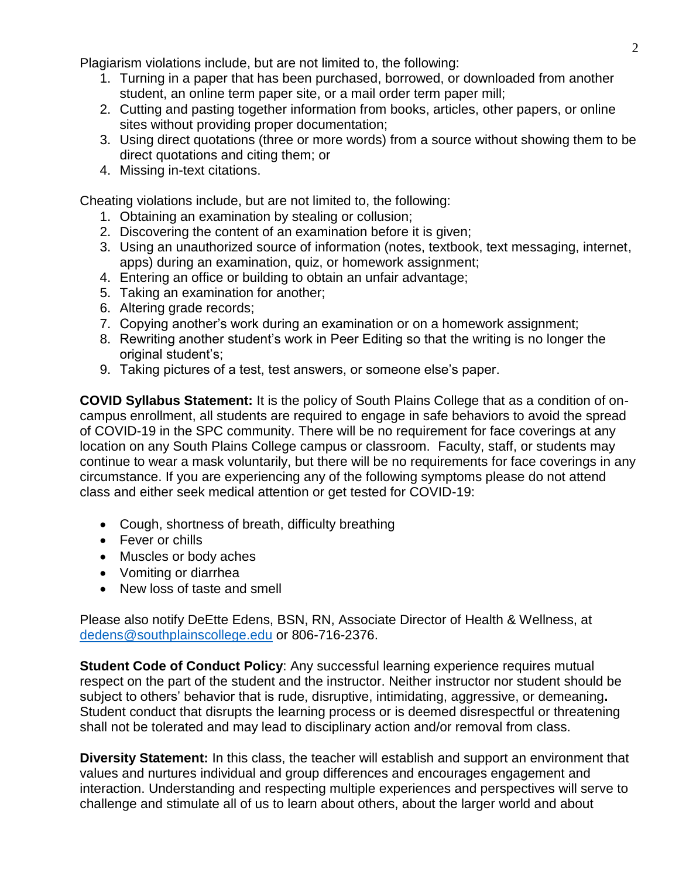Plagiarism violations include, but are not limited to, the following:

1. Turning in a paper that has been purchased, borrowed, or downloaded from another student, an online term paper site, or a mail order term paper mill;
2. Cutting and pasting together information from books, articles, other papers, or online sites without providing proper documentation;
3. Using direct quotations (three or more words) from a source without showing them to be direct quotations and citing them; or
4. Missing in-text citations.

Cheating violations include, but are not limited to, the following:

1. Obtaining an examination by stealing or collusion;
2. Discovering the content of an examination before it is given;
3. Using an unauthorized source of information (notes, textbook, text messaging, internet, apps) during an examination, quiz, or homework assignment;
4. Entering an office or building to obtain an unfair advantage;
5. Taking an examination for another;
6. Altering grade records;
7. Copying another's work during an examination or on a homework assignment;
8. Rewriting another student's work in Peer Editing so that the writing is no longer the original student's;
9. Taking pictures of a test, test answers, or someone else's paper.

**COVID Syllabus Statement:** It is the policy of South Plains College that as a condition of on-campus enrollment, all students are required to engage in safe behaviors to avoid the spread of COVID-19 in the SPC community. There will be no requirement for face coverings at any location on any South Plains College campus or classroom. Faculty, staff, or students may continue to wear a mask voluntarily, but there will be no requirements for face coverings in any circumstance. If you are experiencing any of the following symptoms please do not attend class and either seek medical attention or get tested for COVID-19:

- Cough, shortness of breath, difficulty breathing
- Fever or chills
- Muscles or body aches
- Vomiting or diarrhea
- New loss of taste and smell

Please also notify DeEtte Edens, BSN, RN, Associate Director of Health & Wellness, at dedens@southplainscollege.edu or 806-716-2376.

**Student Code of Conduct Policy**: Any successful learning experience requires mutual respect on the part of the student and the instructor. Neither instructor nor student should be subject to others' behavior that is rude, disruptive, intimidating, aggressive, or demeaning**.** Student conduct that disrupts the learning process or is deemed disrespectful or threatening shall not be tolerated and may lead to disciplinary action and/or removal from class.

**Diversity Statement:** In this class, the teacher will establish and support an environment that values and nurtures individual and group differences and encourages engagement and interaction. Understanding and respecting multiple experiences and perspectives will serve to challenge and stimulate all of us to learn about others, about the larger world and about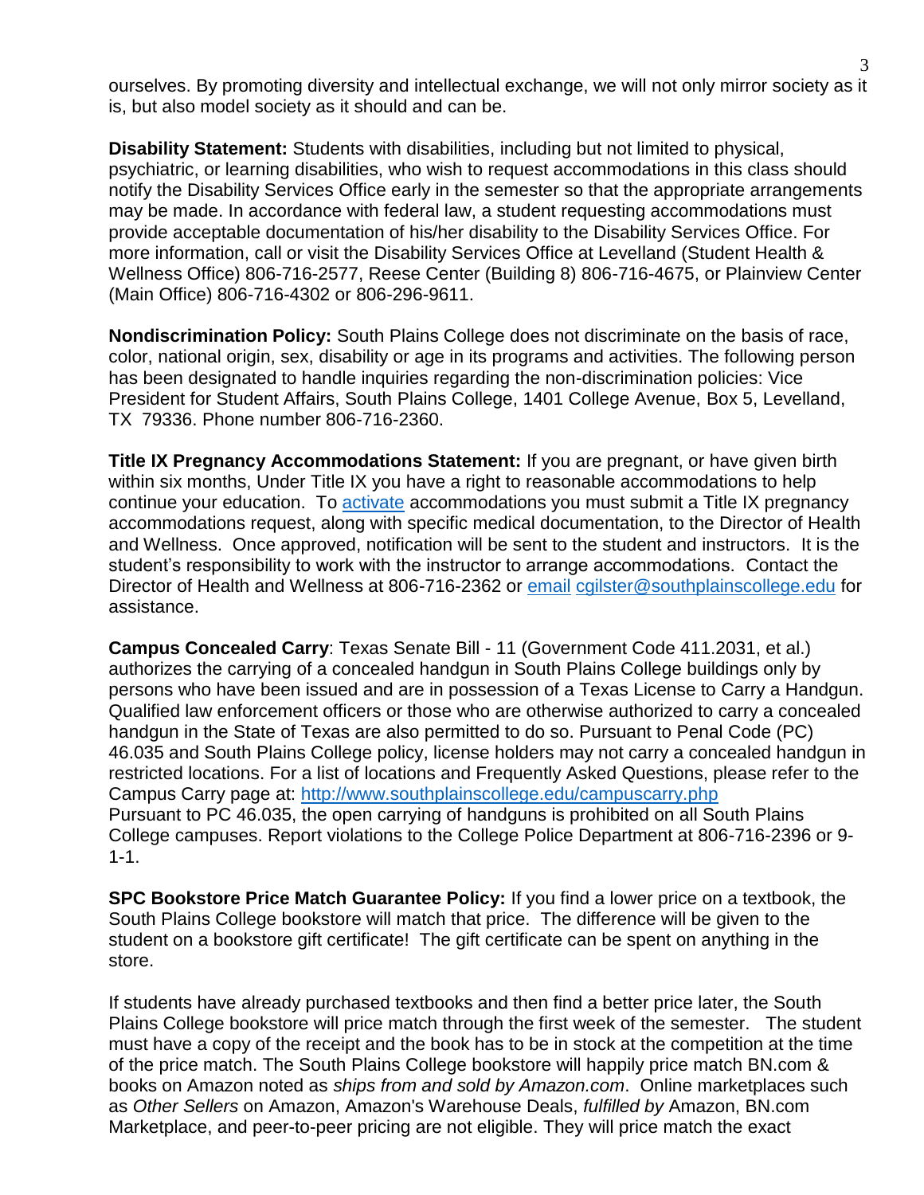ourselves. By promoting diversity and intellectual exchange, we will not only mirror society as it is, but also model society as it should and can be.

**Disability Statement:** Students with disabilities, including but not limited to physical, psychiatric, or learning disabilities, who wish to request accommodations in this class should notify the Disability Services Office early in the semester so that the appropriate arrangements may be made. In accordance with federal law, a student requesting accommodations must provide acceptable documentation of his/her disability to the Disability Services Office. For more information, call or visit the Disability Services Office at Levelland (Student Health & Wellness Office) 806-716-2577, Reese Center (Building 8) 806-716-4675, or Plainview Center (Main Office) 806-716-4302 or 806-296-9611.

**Nondiscrimination Policy:** South Plains College does not discriminate on the basis of race, color, national origin, sex, disability or age in its programs and activities. The following person has been designated to handle inquiries regarding the non-discrimination policies: Vice President for Student Affairs, South Plains College, 1401 College Avenue, Box 5, Levelland, TX 79336. Phone number 806-716-2360.

**Title IX Pregnancy Accommodations Statement:** If you are pregnant, or have given birth within six months, Under Title IX you have a right to reasonable accommodations to help continue your education. To activate accommodations you must submit a Title IX pregnancy accommodations request, along with specific medical documentation, to the Director of Health and Wellness. Once approved, notification will be sent to the student and instructors. It is the student's responsibility to work with the instructor to arrange accommodations. Contact the Director of Health and Wellness at 806-716-2362 or email cgilster@southplainscollege.edu for assistance.

**Campus Concealed Carry**: Texas Senate Bill - 11 (Government Code 411.2031, et al.) authorizes the carrying of a concealed handgun in South Plains College buildings only by persons who have been issued and are in possession of a Texas License to Carry a Handgun. Qualified law enforcement officers or those who are otherwise authorized to carry a concealed handgun in the State of Texas are also permitted to do so. Pursuant to Penal Code (PC) 46.035 and South Plains College policy, license holders may not carry a concealed handgun in restricted locations. For a list of locations and Frequently Asked Questions, please refer to the Campus Carry page at: http://www.southplainscollege.edu/campuscarry.php
Pursuant to PC 46.035, the open carrying of handguns is prohibited on all South Plains College campuses. Report violations to the College Police Department at 806-716-2396 or 9-1-1.

**SPC Bookstore Price Match Guarantee Policy:** If you find a lower price on a textbook, the South Plains College bookstore will match that price. The difference will be given to the student on a bookstore gift certificate! The gift certificate can be spent on anything in the store.

If students have already purchased textbooks and then find a better price later, the South Plains College bookstore will price match through the first week of the semester. The student must have a copy of the receipt and the book has to be in stock at the competition at the time of the price match. The South Plains College bookstore will happily price match BN.com & books on Amazon noted as *ships from and sold by Amazon.com*. Online marketplaces such as *Other Sellers* on Amazon, Amazon's Warehouse Deals, *fulfilled by* Amazon, BN.com Marketplace, and peer-to-peer pricing are not eligible. They will price match the exact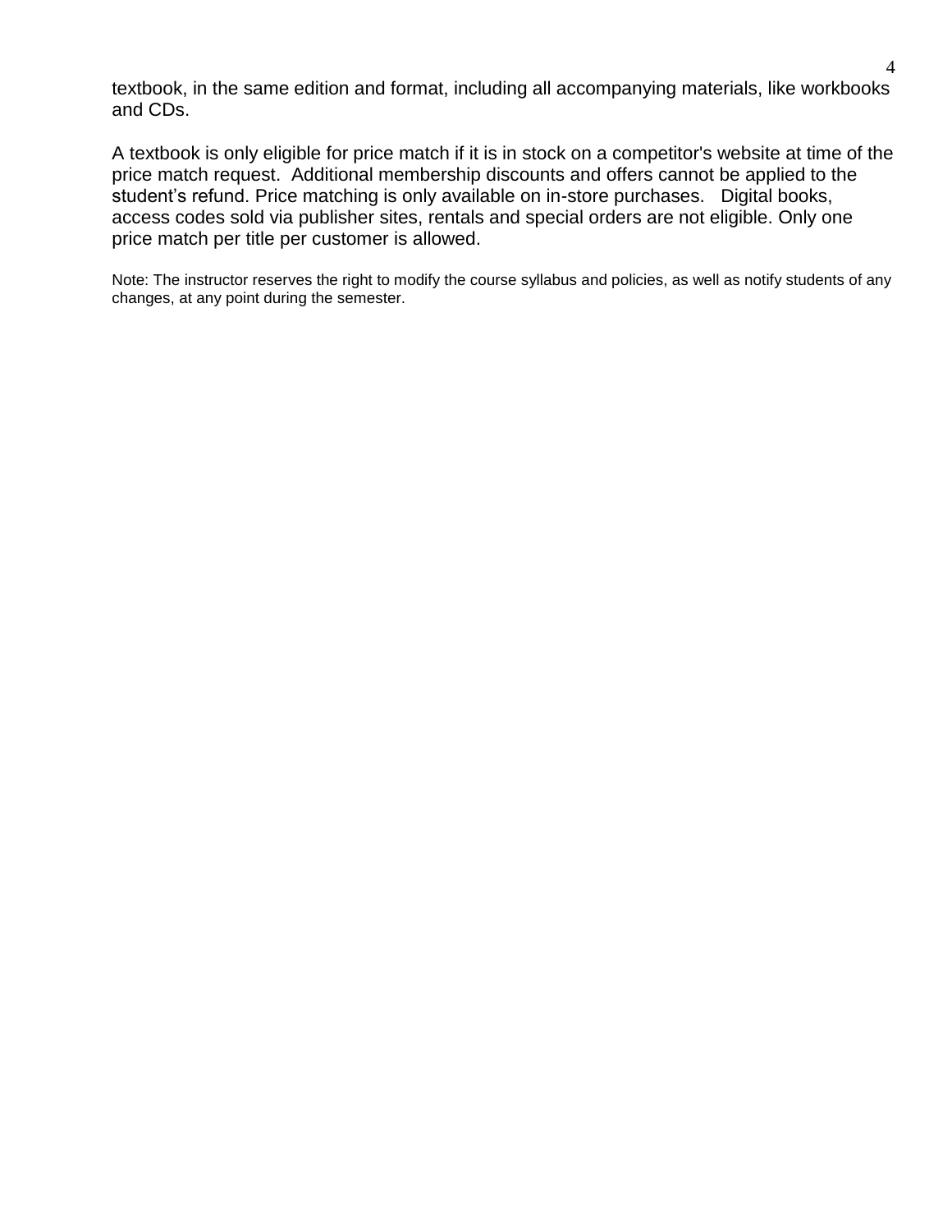textbook, in the same edition and format, including all accompanying materials, like workbooks and CDs.

A textbook is only eligible for price match if it is in stock on a competitor's website at time of the price match request. Additional membership discounts and offers cannot be applied to the student's refund. Price matching is only available on in-store purchases. Digital books, access codes sold via publisher sites, rentals and special orders are not eligible. Only one price match per title per customer is allowed.

Note: The instructor reserves the right to modify the course syllabus and policies, as well as notify students of any changes, at any point during the semester.